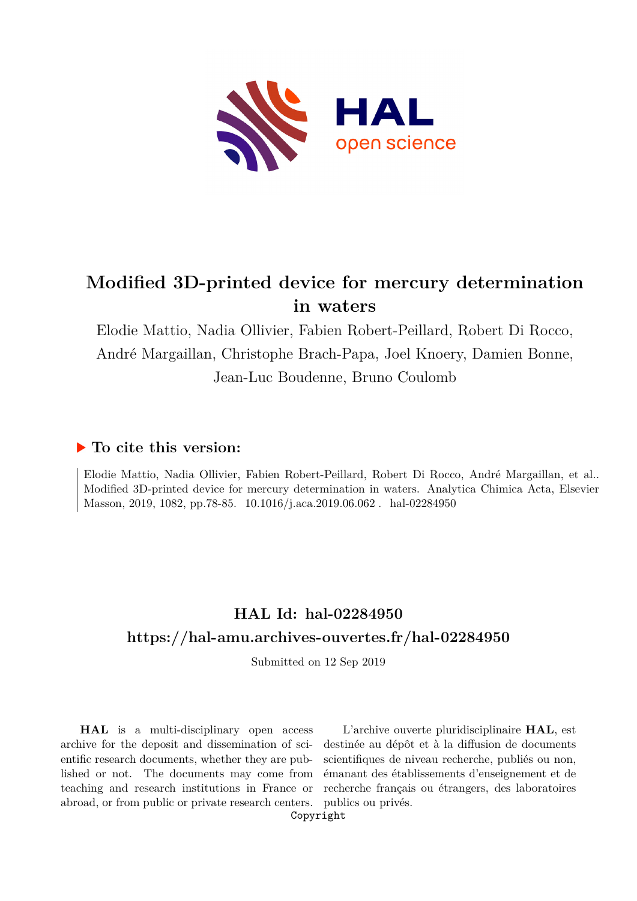# Modified 3D-printed device for mercury determination in waters

Elodie Mattio, Nadia Ollivier, Fabien Robert-Peillard, Robert Di Rocco, André Margaillan, Christophe Brach-Papa, Joel Knoery, Damien Bonne, Jean-Luc Boudenne, Bruno Coulomb

### ▶ To cite this version:

Elodie Mattio, Nadia Ollivier, Fabien Robert-Peillard, Robert Di Rocco, André Margaillan, et al.. Modified 3D-printed device for mercury determination in waters. Analytica Chimica Acta, Elsevier Masson, 2019, 1082, pp.78-85. 10.1016/j.aca.2019.06.062 . hal-02284950

## HAL Id: hal-02284950

## https://hal-amu.archives-ouvertes.fr/hal-02284950

Submitted on 12 Sep 2019

**HAL** is a multi-disciplinary open access archive for the deposit and dissemination of scientific research documents, whether they are published or not. The documents may come from teaching and research institutions in France or abroad, or from public or private research centers.

L'archive ouverte pluridisciplinaire **HAL**, est destinée au dépôt et à la diffusion de documents scientifiques de niveau recherche, publiés ou non, émanant des établissements d'enseignement et de recherche français ou étrangers, des laboratoires publics ou privés.

Copyright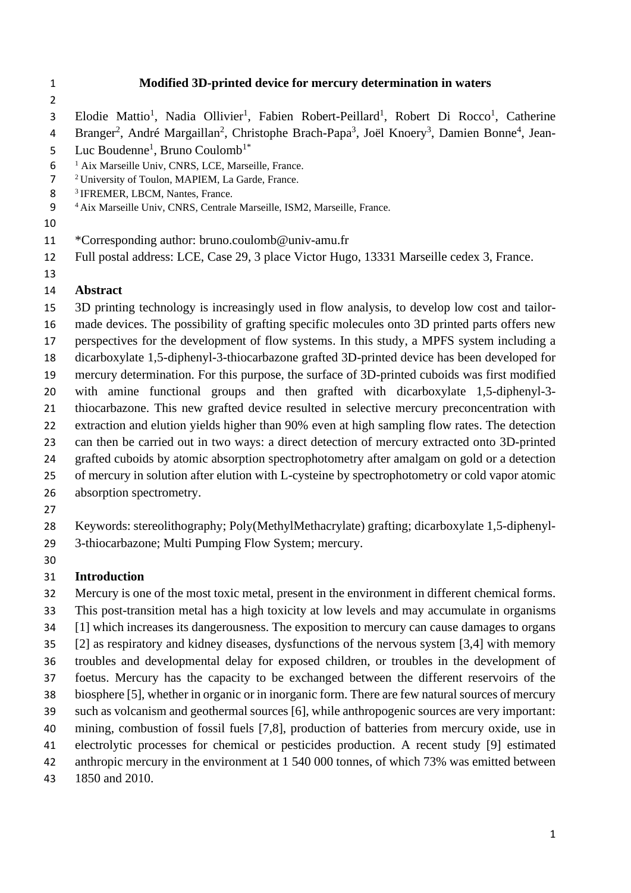**Modified 3D-printed device for mercury determination in waters**

Elodie Mattio[1], Nadia Ollivier[1], Fabien Robert-Peillard[1], Robert Di Rocco[1], Catherine Branger[2], André Margaillan[2], Christophe Brach-Papa[3], Joël Knoery[3], Damien Bonne[4], Jean-Luc Boudenne[1], Bruno Coulomb[1*]

[1] Aix Marseille Univ, CNRS, LCE, Marseille, France.
[2] University of Toulon, MAPIEM, La Garde, France.
[3] IFREMER, LBCM, Nantes, France.
[4] Aix Marseille Univ, CNRS, Centrale Marseille, ISM2, Marseille, France.

*Corresponding author: bruno.coulomb@univ-amu.fr
Full postal address: LCE, Case 29, 3 place Victor Hugo, 13331 Marseille cedex 3, France.

## Abstract

3D printing technology is increasingly used in flow analysis, to develop low cost and tailor-made devices. The possibility of grafting specific molecules onto 3D printed parts offers new perspectives for the development of flow systems. In this study, a MPFS system including a dicarboxylate 1,5-diphenyl-3-thiocarbazone grafted 3D-printed device has been developed for mercury determination. For this purpose, the surface of 3D-printed cuboids was first modified with amine functional groups and then grafted with dicarboxylate 1,5-diphenyl-3-thiocarbazone. This new grafted device resulted in selective mercury preconcentration with extraction and elution yields higher than 90% even at high sampling flow rates. The detection can then be carried out in two ways: a direct detection of mercury extracted onto 3D-printed grafted cuboids by atomic absorption spectrophotometry after amalgam on gold or a detection of mercury in solution after elution with L-cysteine by spectrophotometry or cold vapor atomic absorption spectrometry.

Keywords: stereolithography; Poly(MethylMethacrylate) grafting; dicarboxylate 1,5-diphenyl-3-thiocarbazone; Multi Pumping Flow System; mercury.

## Introduction

Mercury is one of the most toxic metal, present in the environment in different chemical forms. This post-transition metal has a high toxicity at low levels and may accumulate in organisms [1] which increases its dangerousness. The exposition to mercury can cause damages to organs [2] as respiratory and kidney diseases, dysfunctions of the nervous system [3,4] with memory troubles and developmental delay for exposed children, or troubles in the development of foetus. Mercury has the capacity to be exchanged between the different reservoirs of the biosphere [5], whether in organic or in inorganic form. There are few natural sources of mercury such as volcanism and geothermal sources [6], while anthropogenic sources are very important: mining, combustion of fossil fuels [7,8], production of batteries from mercury oxide, use in electrolytic processes for chemical or pesticides production. A recent study [9] estimated anthropic mercury in the environment at 1 540 000 tonnes, of which 73% was emitted between 1850 and 2010.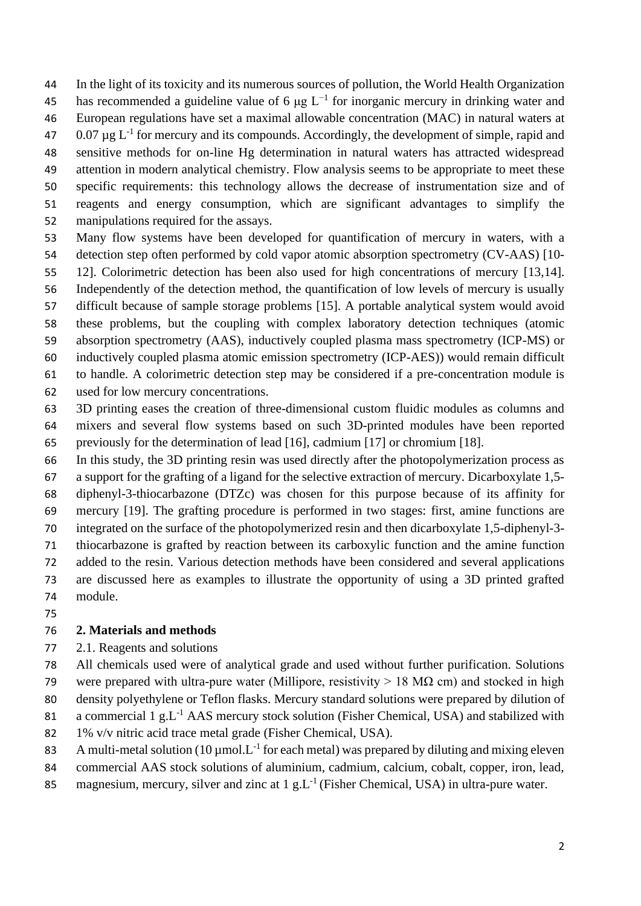In the light of its toxicity and its numerous sources of pollution, the World Health Organization has recommended a guideline value of 6 μg $L^{-1}$ for inorganic mercury in drinking water and European regulations have set a maximal allowable concentration (MAC) in natural waters at 0.07 µg $L^{-1}$ for mercury and its compounds. Accordingly, the development of simple, rapid and sensitive methods for on-line Hg determination in natural waters has attracted widespread attention in modern analytical chemistry. Flow analysis seems to be appropriate to meet these specific requirements: this technology allows the decrease of instrumentation size and of reagents and energy consumption, which are significant advantages to simplify the manipulations required for the assays.

Many flow systems have been developed for quantification of mercury in waters, with a detection step often performed by cold vapor atomic absorption spectrometry (CV-AAS) [10-12]. Colorimetric detection has been also used for high concentrations of mercury [13,14]. Independently of the detection method, the quantification of low levels of mercury is usually difficult because of sample storage problems [15]. A portable analytical system would avoid these problems, but the coupling with complex laboratory detection techniques (atomic absorption spectrometry (AAS), inductively coupled plasma mass spectrometry (ICP-MS) or inductively coupled plasma atomic emission spectrometry (ICP-AES)) would remain difficult to handle. A colorimetric detection step may be considered if a pre-concentration module is used for low mercury concentrations.

3D printing eases the creation of three-dimensional custom fluidic modules as columns and mixers and several flow systems based on such 3D-printed modules have been reported previously for the determination of lead [16], cadmium [17] or chromium [18].

In this study, the 3D printing resin was used directly after the photopolymerization process as a support for the grafting of a ligand for the selective extraction of mercury. Dicarboxylate 1,5-diphenyl-3-thiocarbazone (DTZc) was chosen for this purpose because of its affinity for mercury [19]. The grafting procedure is performed in two stages: first, amine functions are integrated on the surface of the photopolymerized resin and then dicarboxylate 1,5-diphenyl-3-thiocarbazone is grafted by reaction between its carboxylic function and the amine function added to the resin. Various detection methods have been considered and several applications are discussed here as examples to illustrate the opportunity of using a 3D printed grafted module.

## 2. Materials and methods

### 2.1. Reagents and solutions

All chemicals used were of analytical grade and used without further purification. Solutions were prepared with ultra-pure water (Millipore, resistivity > 18 MΩ cm) and stocked in high density polyethylene or Teflon flasks. Mercury standard solutions were prepared by dilution of a commercial 1 g.$L^{-1}$ AAS mercury stock solution (Fisher Chemical, USA) and stabilized with 1% v/v nitric acid trace metal grade (Fisher Chemical, USA).

A multi-metal solution (10 µmol.$L^{-1}$ for each metal) was prepared by diluting and mixing eleven commercial AAS stock solutions of aluminium, cadmium, calcium, cobalt, copper, iron, lead, magnesium, mercury, silver and zinc at 1 g.$L^{-1}$ (Fisher Chemical, USA) in ultra-pure water.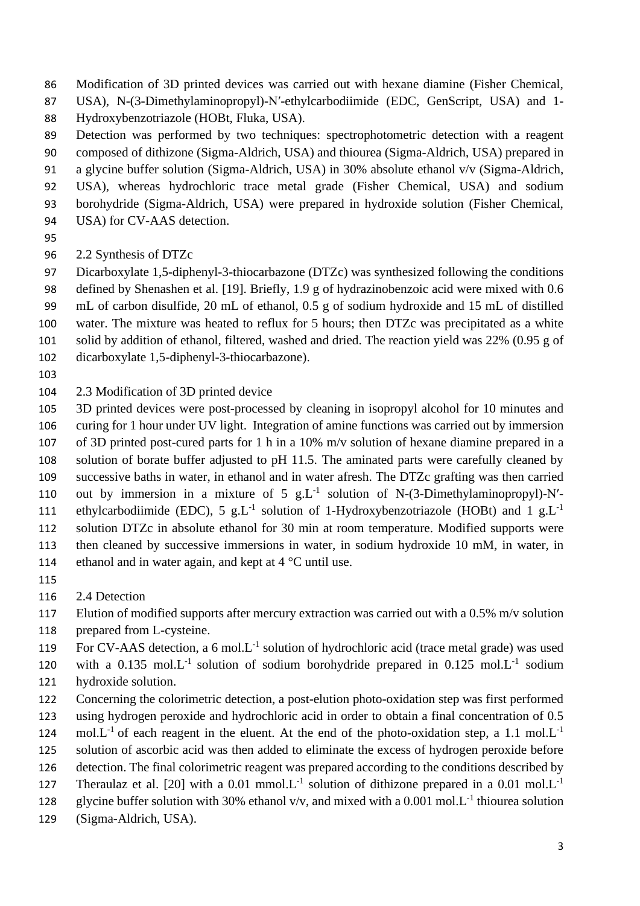Modification of 3D printed devices was carried out with hexane diamine (Fisher Chemical, USA), N-(3-Dimethylaminopropyl)-N′-ethylcarbodiimide (EDC, GenScript, USA) and 1-Hydroxybenzotriazole (HOBt, Fluka, USA).

Detection was performed by two techniques: spectrophotometric detection with a reagent composed of dithizone (Sigma-Aldrich, USA) and thiourea (Sigma-Aldrich, USA) prepared in a glycine buffer solution (Sigma-Aldrich, USA) in 30% absolute ethanol v/v (Sigma-Aldrich, USA), whereas hydrochloric trace metal grade (Fisher Chemical, USA) and sodium borohydride (Sigma-Aldrich, USA) were prepared in hydroxide solution (Fisher Chemical, USA) for CV-AAS detection.

## 2.2 Synthesis of DTZc

Dicarboxylate 1,5-diphenyl-3-thiocarbazone (DTZc) was synthesized following the conditions defined by Shenashen et al. [19]. Briefly, 1.9 g of hydrazinobenzoic acid were mixed with 0.6 mL of carbon disulfide, 20 mL of ethanol, 0.5 g of sodium hydroxide and 15 mL of distilled water. The mixture was heated to reflux for 5 hours; then DTZc was precipitated as a white solid by addition of ethanol, filtered, washed and dried. The reaction yield was 22% (0.95 g of dicarboxylate 1,5-diphenyl-3-thiocarbazone).

## 2.3 Modification of 3D printed device

3D printed devices were post-processed by cleaning in isopropyl alcohol for 10 minutes and curing for 1 hour under UV light. Integration of amine functions was carried out by immersion of 3D printed post-cured parts for 1 h in a 10% m/v solution of hexane diamine prepared in a solution of borate buffer adjusted to pH 11.5. The aminated parts were carefully cleaned by successive baths in water, in ethanol and in water afresh. The DTZc grafting was then carried out by immersion in a mixture of 5 $g.L^{-1}$ solution of N-(3-Dimethylaminopropyl)-N′-ethylcarbodiimide (EDC), 5 $g.L^{-1}$ solution of 1-Hydroxybenzotriazole (HOBt) and 1 $g.L^{-1}$ solution DTZc in absolute ethanol for 30 min at room temperature. Modified supports were then cleaned by successive immersions in water, in sodium hydroxide 10 mM, in water, in ethanol and in water again, and kept at 4 °C until use.

## 2.4 Detection

Elution of modified supports after mercury extraction was carried out with a 0.5% m/v solution prepared from L-cysteine.

For CV-AAS detection, a 6 $mol.L^{-1}$ solution of hydrochloric acid (trace metal grade) was used with a 0.135 $mol.L^{-1}$ solution of sodium borohydride prepared in 0.125 $mol.L^{-1}$ sodium hydroxide solution.

Concerning the colorimetric detection, a post-elution photo-oxidation step was first performed using hydrogen peroxide and hydrochloric acid in order to obtain a final concentration of 0.5 $mol.L^{-1}$ of each reagent in the eluent. At the end of the photo-oxidation step, a 1.1 $mol.L^{-1}$ solution of ascorbic acid was then added to eliminate the excess of hydrogen peroxide before detection. The final colorimetric reagent was prepared according to the conditions described by Theraulaz et al. [20] with a 0.01 $mmol.L^{-1}$ solution of dithizone prepared in a 0.01 $mol.L^{-1}$ glycine buffer solution with 30% ethanol v/v, and mixed with a 0.001 $mol.L^{-1}$ thiourea solution (Sigma-Aldrich, USA).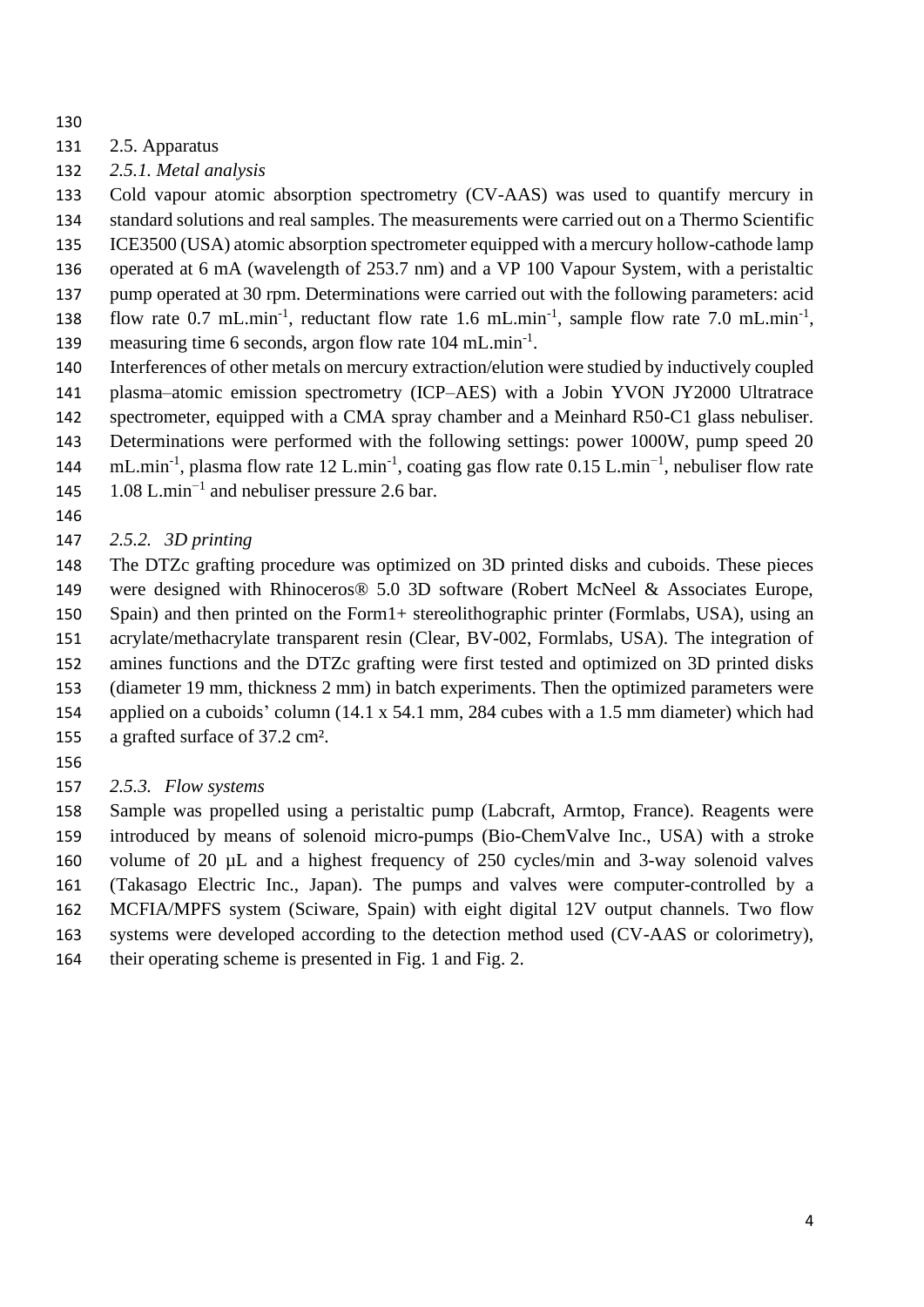## 2.5. Apparatus

### *2.5.1. Metal analysis*

Cold vapour atomic absorption spectrometry (CV-AAS) was used to quantify mercury in standard solutions and real samples. The measurements were carried out on a Thermo Scientific ICE3500 (USA) atomic absorption spectrometer equipped with a mercury hollow-cathode lamp operated at 6 mA (wavelength of 253.7 nm) and a VP 100 Vapour System, with a peristaltic pump operated at 30 rpm. Determinations were carried out with the following parameters: acid flow rate 0.7 $mL.min^{-1}$, reductant flow rate 1.6 $mL.min^{-1}$, sample flow rate 7.0 $mL.min^{-1}$, measuring time 6 seconds, argon flow rate 104 $mL.min^{-1}$.

Interferences of other metals on mercury extraction/elution were studied by inductively coupled plasma–atomic emission spectrometry (ICP–AES) with a Jobin YVON JY2000 Ultratrace spectrometer, equipped with a CMA spray chamber and a Meinhard R50-C1 glass nebuliser. Determinations were performed with the following settings: power 1000W, pump speed 20 $mL.min^{-1}$, plasma flow rate 12 $L.min^{-1}$, coating gas flow rate 0.15 $L.min^{-1}$, nebuliser flow rate 1.08 $L.min^{-1}$ and nebuliser pressure 2.6 bar.

### *2.5.2. 3D printing*

The DTZc grafting procedure was optimized on 3D printed disks and cuboids. These pieces were designed with Rhinoceros® 5.0 3D software (Robert McNeel & Associates Europe, Spain) and then printed on the Form1+ stereolithographic printer (Formlabs, USA), using an acrylate/methacrylate transparent resin (Clear, BV-002, Formlabs, USA). The integration of amines functions and the DTZc grafting were first tested and optimized on 3D printed disks (diameter 19 mm, thickness 2 mm) in batch experiments. Then the optimized parameters were applied on a cuboids' column (14.1 x 54.1 mm, 284 cubes with a 1.5 mm diameter) which had a grafted surface of 37.2 cm².

### *2.5.3. Flow systems*

Sample was propelled using a peristaltic pump (Labcraft, Armtop, France). Reagents were introduced by means of solenoid micro-pumps (Bio-ChemValve Inc., USA) with a stroke volume of 20 µL and a highest frequency of 250 cycles/min and 3-way solenoid valves (Takasago Electric Inc., Japan). The pumps and valves were computer-controlled by a MCFIA/MPFS system (Sciware, Spain) with eight digital 12V output channels. Two flow systems were developed according to the detection method used (CV-AAS or colorimetry), their operating scheme is presented in Fig. 1 and Fig. 2.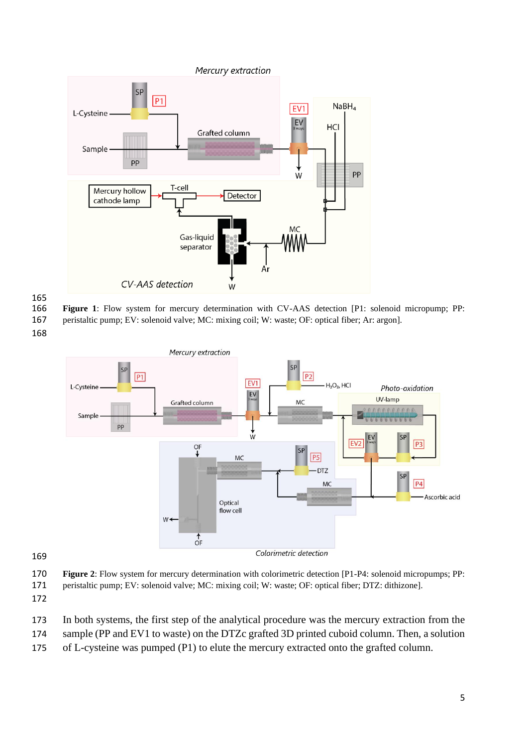**Figure 1**: Flow system for mercury determination with CV-AAS detection [P1: solenoid micropump; PP: peristaltic pump; EV: solenoid valve; MC: mixing coil; W: waste; OF: optical fiber; Ar: argon].

**Figure 2**: Flow system for mercury determination with colorimetric detection [P1-P4: solenoid micropumps; PP: peristaltic pump; EV: solenoid valve; MC: mixing coil; W: waste; OF: optical fiber; DTZ: dithizone].

In both systems, the first step of the analytical procedure was the mercury extraction from the sample (PP and EV1 to waste) on the DTZc grafted 3D printed cuboid column. Then, a solution of L-cysteine was pumped (P1) to elute the mercury extracted onto the grafted column.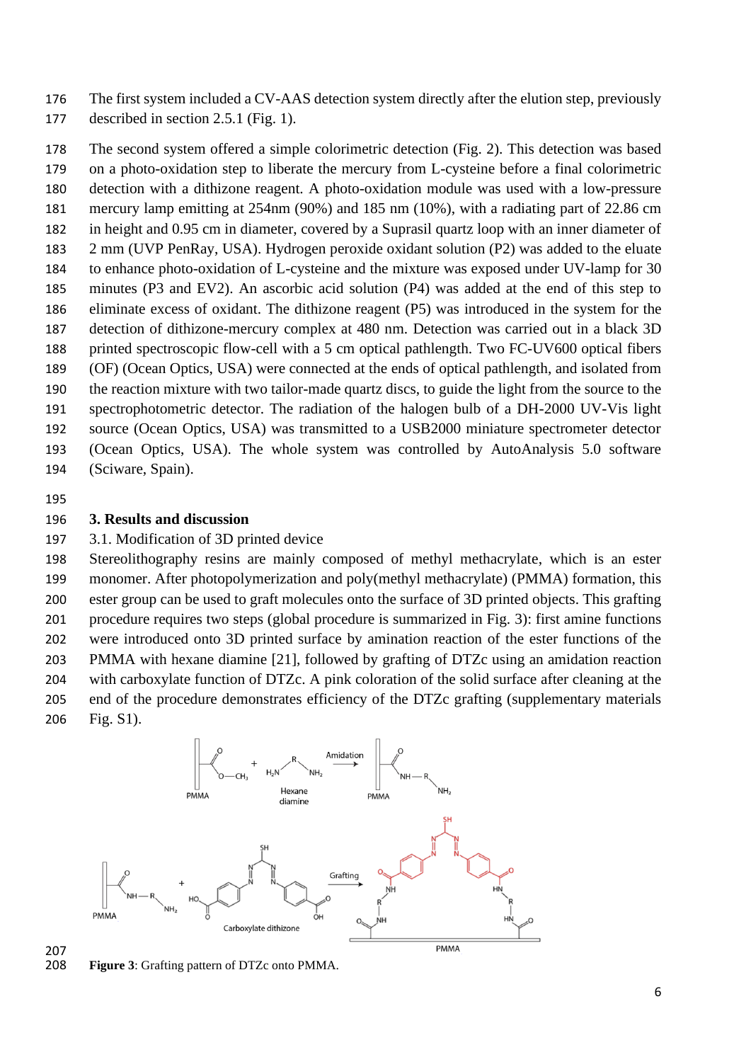The first system included a CV-AAS detection system directly after the elution step, previously described in section 2.5.1 (Fig. 1).

The second system offered a simple colorimetric detection (Fig. 2). This detection was based on a photo-oxidation step to liberate the mercury from L-cysteine before a final colorimetric detection with a dithizone reagent. A photo-oxidation module was used with a low-pressure mercury lamp emitting at 254nm (90%) and 185 nm (10%), with a radiating part of 22.86 cm in height and 0.95 cm in diameter, covered by a Suprasil quartz loop with an inner diameter of 2 mm (UVP PenRay, USA). Hydrogen peroxide oxidant solution (P2) was added to the eluate to enhance photo-oxidation of L-cysteine and the mixture was exposed under UV-lamp for 30 minutes (P3 and EV2). An ascorbic acid solution (P4) was added at the end of this step to eliminate excess of oxidant. The dithizone reagent (P5) was introduced in the system for the detection of dithizone-mercury complex at 480 nm. Detection was carried out in a black 3D printed spectroscopic flow-cell with a 5 cm optical pathlength. Two FC-UV600 optical fibers (OF) (Ocean Optics, USA) were connected at the ends of optical pathlength, and isolated from the reaction mixture with two tailor-made quartz discs, to guide the light from the source to the spectrophotometric detector. The radiation of the halogen bulb of a DH-2000 UV-Vis light source (Ocean Optics, USA) was transmitted to a USB2000 miniature spectrometer detector (Ocean Optics, USA). The whole system was controlled by AutoAnalysis 5.0 software (Sciware, Spain).

## 3. Results and discussion

### 3.1. Modification of 3D printed device

Stereolithography resins are mainly composed of methyl methacrylate, which is an ester monomer. After photopolymerization and poly(methyl methacrylate) (PMMA) formation, this ester group can be used to graft molecules onto the surface of 3D printed objects. This grafting procedure requires two steps (global procedure is summarized in Fig. 3): first amine functions were introduced onto 3D printed surface by amination reaction of the ester functions of the PMMA with hexane diamine [21], followed by grafting of DTZc using an amidation reaction with carboxylate function of DTZc. A pink coloration of the solid surface after cleaning at the end of the procedure demonstrates efficiency of the DTZc grafting (supplementary materials Fig. S1).

**Figure 3**: Grafting pattern of DTZc onto PMMA.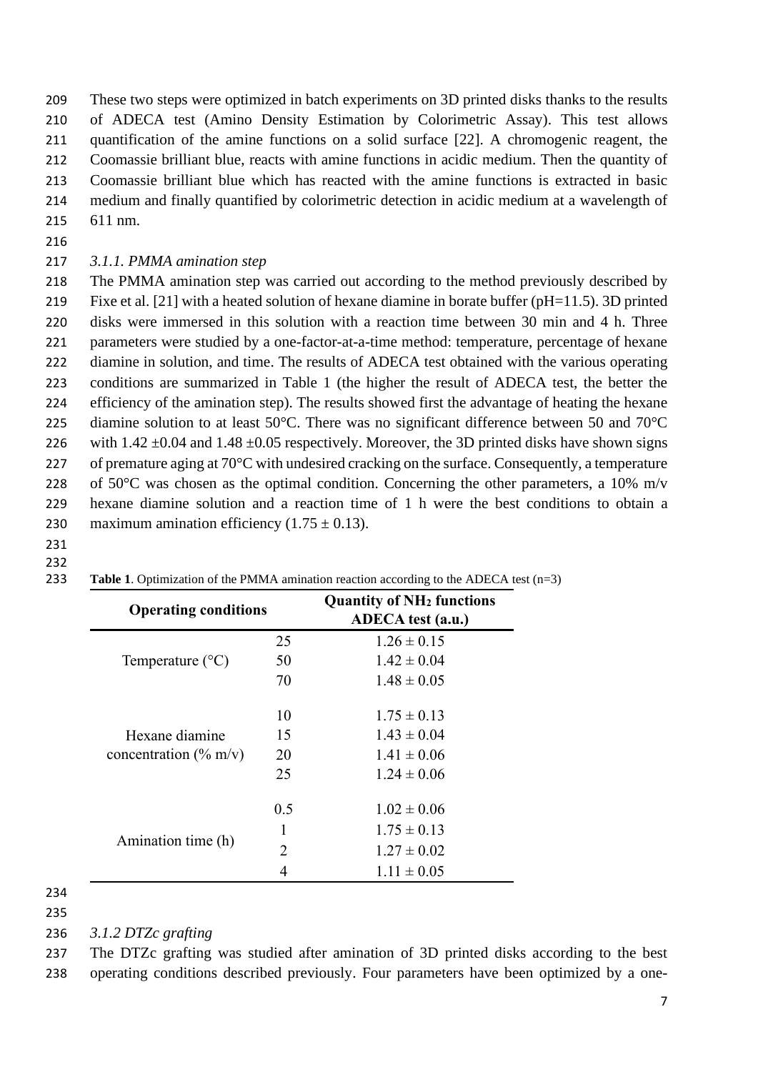These two steps were optimized in batch experiments on 3D printed disks thanks to the results of ADECA test (Amino Density Estimation by Colorimetric Assay). This test allows quantification of the amine functions on a solid surface [22]. A chromogenic reagent, the Coomassie brilliant blue, reacts with amine functions in acidic medium. Then the quantity of Coomassie brilliant blue which has reacted with the amine functions is extracted in basic medium and finally quantified by colorimetric detection in acidic medium at a wavelength of 611 nm.

### *3.1.1. PMMA amination step*

The PMMA amination step was carried out according to the method previously described by Fixe et al. [21] with a heated solution of hexane diamine in borate buffer (pH=11.5). 3D printed disks were immersed in this solution with a reaction time between 30 min and 4 h. Three parameters were studied by a one-factor-at-a-time method: temperature, percentage of hexane diamine in solution, and time. The results of ADECA test obtained with the various operating conditions are summarized in Table 1 (the higher the result of ADECA test, the better the efficiency of the amination step). The results showed first the advantage of heating the hexane diamine solution to at least 50°C. There was no significant difference between 50 and 70°C with $1.42 \pm 0.04$ and $1.48 \pm 0.05$ respectively. Moreover, the 3D printed disks have shown signs of premature aging at 70°C with undesired cracking on the surface. Consequently, a temperature of 50°C was chosen as the optimal condition. Concerning the other parameters, a 10% m/v hexane diamine solution and a reaction time of 1 h were the best conditions to obtain a maximum amination efficiency ($1.75 \pm 0.13$).

**Table 1**. Optimization of the PMMA amination reaction according to the ADECA test (n=3)

| Operating conditions | | Quantity of $NH_2$ functions ADECA test (a.u.) |
|---|---|---|
| Temperature (°C) | 25 | $1.26 \pm 0.15$ |
| | 50 | $1.42 \pm 0.04$ |
| | 70 | $1.48 \pm 0.05$ |
| Hexane diamine concentration (% m/v) | 10 | $1.75 \pm 0.13$ |
| | 15 | $1.43 \pm 0.04$ |
| | 20 | $1.41 \pm 0.06$ |
| | 25 | $1.24 \pm 0.06$ |
| Amination time (h) | 0.5 | $1.02 \pm 0.06$ |
| | 1 | $1.75 \pm 0.13$ |
| | 2 | $1.27 \pm 0.02$ |
| | 4 | $1.11 \pm 0.05$ |

### *3.1.2 DTZc grafting*

The DTZc grafting was studied after amination of 3D printed disks according to the best operating conditions described previously. Four parameters have been optimized by a one-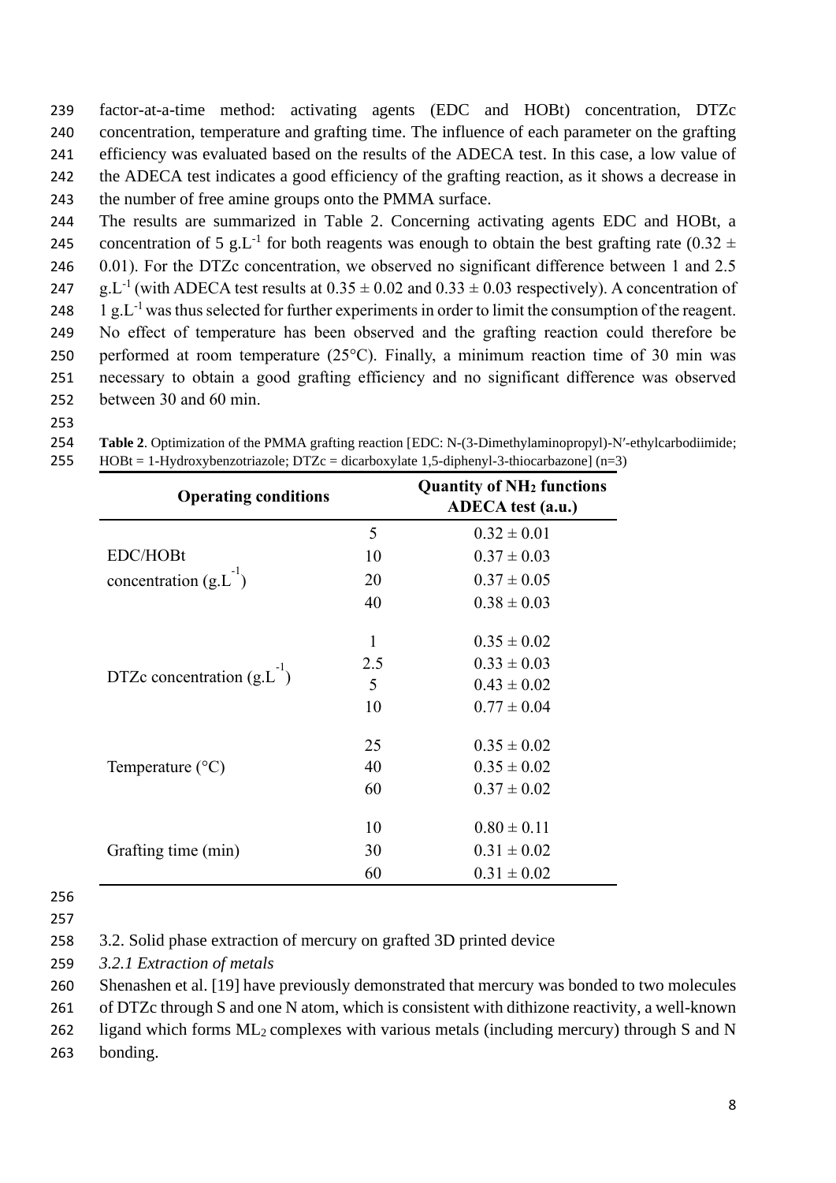factor-at-a-time method: activating agents (EDC and HOBt) concentration, DTZc concentration, temperature and grafting time. The influence of each parameter on the grafting efficiency was evaluated based on the results of the ADECA test. In this case, a low value of the ADECA test indicates a good efficiency of the grafting reaction, as it shows a decrease in the number of free amine groups onto the PMMA surface.

The results are summarized in Table 2. Concerning activating agents EDC and HOBt, a concentration of 5 $g.L^{-1}$ for both reagents was enough to obtain the best grafting rate (0.32 ± 0.01). For the DTZc concentration, we observed no significant difference between 1 and 2.5 $g.L^{-1}$ (with ADECA test results at 0.35 ± 0.02 and 0.33 ± 0.03 respectively). A concentration of 1 $g.L^{-1}$ was thus selected for further experiments in order to limit the consumption of the reagent. No effect of temperature has been observed and the grafting reaction could therefore be performed at room temperature (25°C). Finally, a minimum reaction time of 30 min was necessary to obtain a good grafting efficiency and no significant difference was observed between 30 and 60 min.

**Table 2**. Optimization of the PMMA grafting reaction [EDC: N-(3-Dimethylaminopropyl)-N′-ethylcarbodiimide; HOBt = 1-Hydroxybenzotriazole; DTZc = dicarboxylate 1,5-diphenyl-3-thiocarbazone] (n=3)

| Operating conditions | | Quantity of $NH_2$ functions ADECA test (a.u.) |
|---|---|---|
| EDC/HOBt concentration ($g.L^{-1}$) | 5 | 0.32 ± 0.01 |
| | 10 | 0.37 ± 0.03 |
| | 20 | 0.37 ± 0.05 |
| | 40 | 0.38 ± 0.03 |
| DTZc concentration ($g.L^{-1}$) | 1 | 0.35 ± 0.02 |
| | 2.5 | 0.33 ± 0.03 |
| | 5 | 0.43 ± 0.02 |
| | 10 | 0.77 ± 0.04 |
| Temperature (°C) | 25 | 0.35 ± 0.02 |
| | 40 | 0.35 ± 0.02 |
| | 60 | 0.37 ± 0.02 |
| Grafting time (min) | 10 | 0.80 ± 0.11 |
| | 30 | 0.31 ± 0.02 |
| | 60 | 0.31 ± 0.02 |

3.2. Solid phase extraction of mercury on grafted 3D printed device

*3.2.1 Extraction of metals*

Shenashen et al. [19] have previously demonstrated that mercury was bonded to two molecules of DTZc through S and one N atom, which is consistent with dithizone reactivity, a well-known ligand which forms $ML_2$ complexes with various metals (including mercury) through S and N bonding.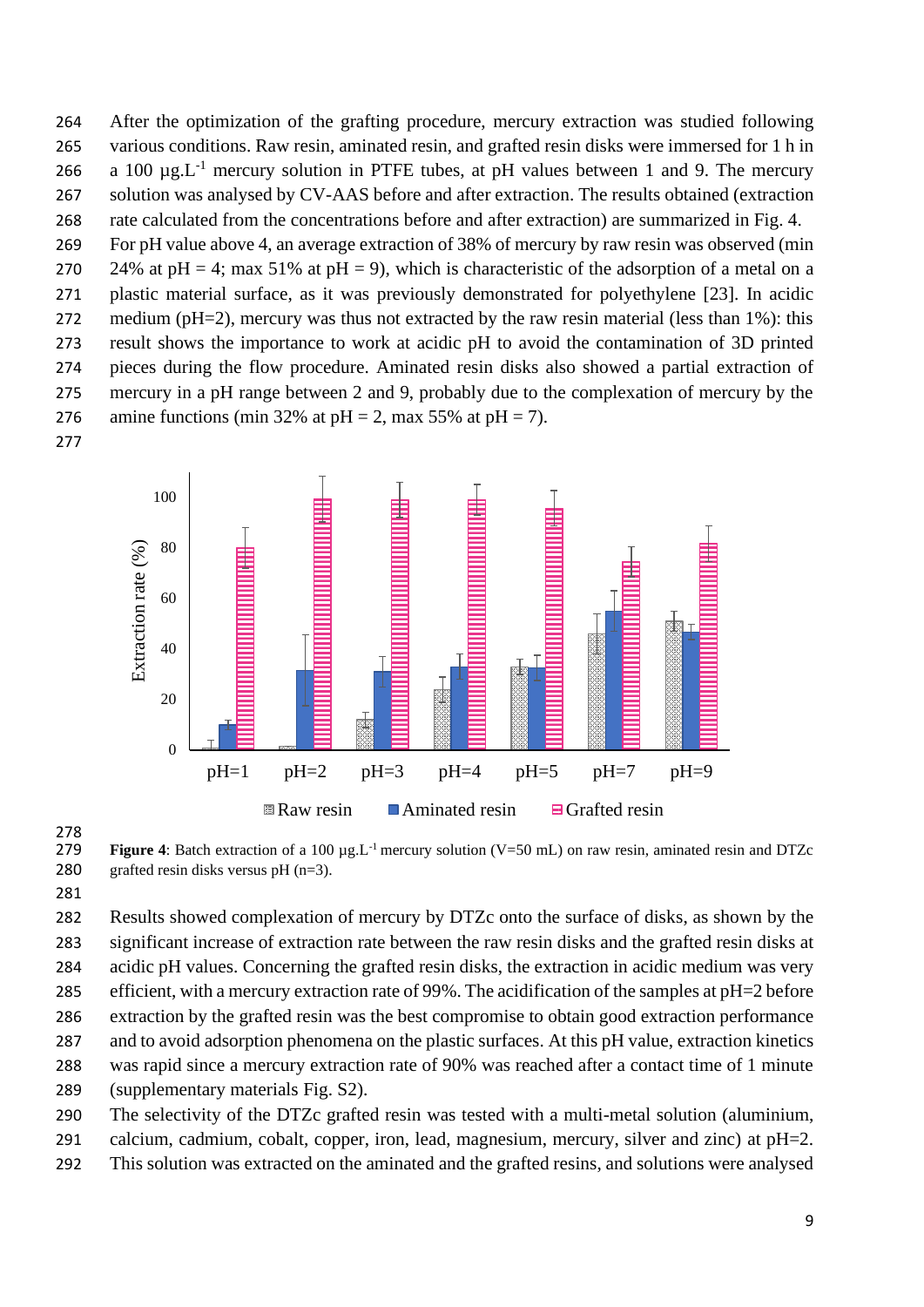After the optimization of the grafting procedure, mercury extraction was studied following various conditions. Raw resin, aminated resin, and grafted resin disks were immersed for 1 h in a 100 µg.L$^{-1}$ mercury solution in PTFE tubes, at pH values between 1 and 9. The mercury solution was analysed by CV-AAS before and after extraction. The results obtained (extraction rate calculated from the concentrations before and after extraction) are summarized in Fig. 4.

For pH value above 4, an average extraction of 38% of mercury by raw resin was observed (min 24% at pH = 4; max 51% at pH = 9), which is characteristic of the adsorption of a metal on a plastic material surface, as it was previously demonstrated for polyethylene [23]. In acidic medium (pH=2), mercury was thus not extracted by the raw resin material (less than 1%): this result shows the importance to work at acidic pH to avoid the contamination of 3D printed pieces during the flow procedure. Aminated resin disks also showed a partial extraction of mercury in a pH range between 2 and 9, probably due to the complexation of mercury by the amine functions (min 32% at pH = 2, max 55% at pH = 7).

**Figure 4**: Batch extraction of a 100 µg.L$^{-1}$ mercury solution (V=50 mL) on raw resin, aminated resin and DTZc grafted resin disks versus pH (n=3).

Results showed complexation of mercury by DTZc onto the surface of disks, as shown by the significant increase of extraction rate between the raw resin disks and the grafted resin disks at acidic pH values. Concerning the grafted resin disks, the extraction in acidic medium was very efficient, with a mercury extraction rate of 99%. The acidification of the samples at pH=2 before extraction by the grafted resin was the best compromise to obtain good extraction performance and to avoid adsorption phenomena on the plastic surfaces. At this pH value, extraction kinetics was rapid since a mercury extraction rate of 90% was reached after a contact time of 1 minute (supplementary materials Fig. S2).

The selectivity of the DTZc grafted resin was tested with a multi-metal solution (aluminium, calcium, cadmium, cobalt, copper, iron, lead, magnesium, mercury, silver and zinc) at pH=2. This solution was extracted on the aminated and the grafted resins, and solutions were analysed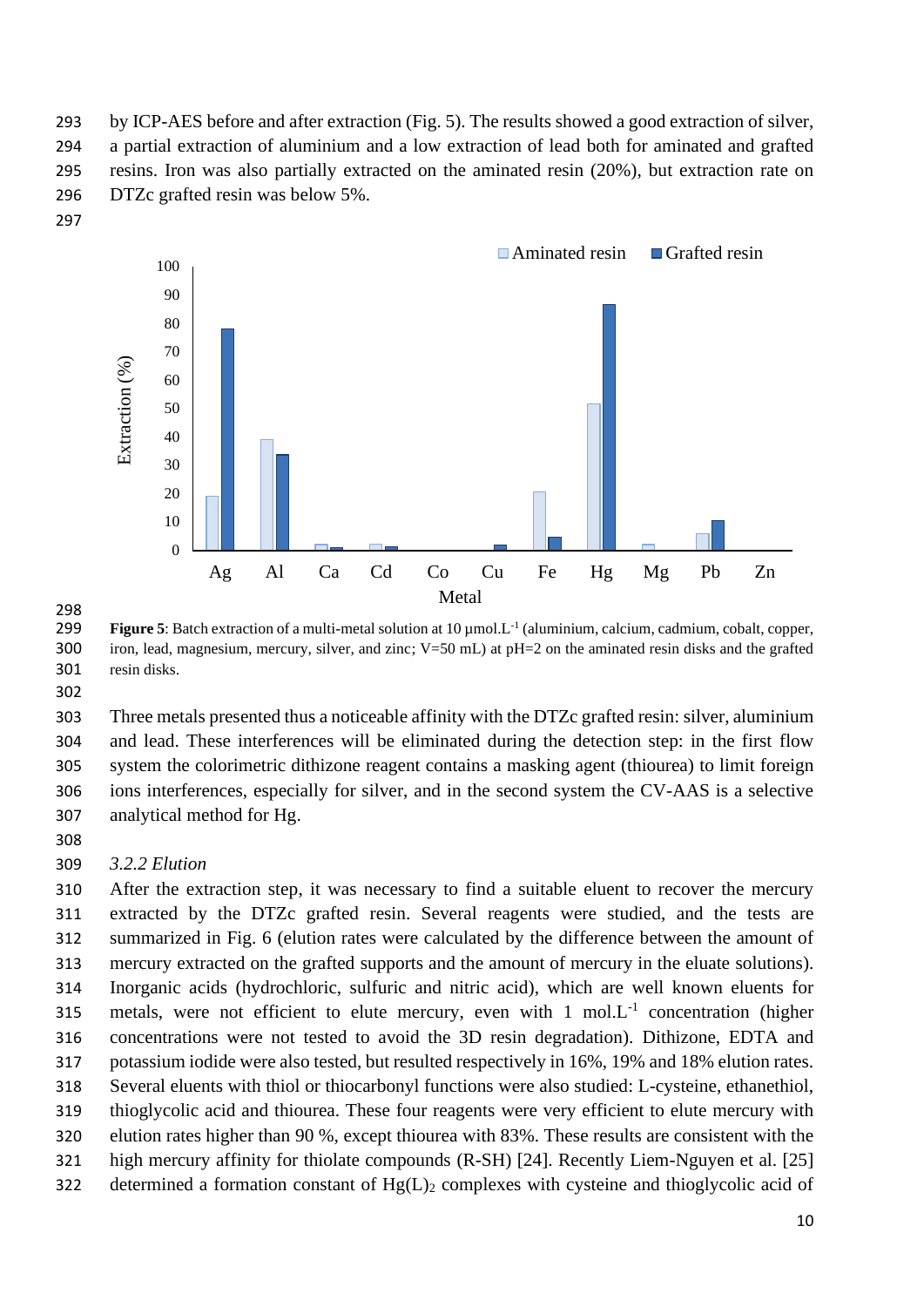by ICP-AES before and after extraction (Fig. 5). The results showed a good extraction of silver, a partial extraction of aluminium and a low extraction of lead both for aminated and grafted resins. Iron was also partially extracted on the aminated resin (20%), but extraction rate on DTZc grafted resin was below 5%.

**Figure 5**: Batch extraction of a multi-metal solution at 10 µmol.L$^{-1}$ (aluminium, calcium, cadmium, cobalt, copper, iron, lead, magnesium, mercury, silver, and zinc; V=50 mL) at pH=2 on the aminated resin disks and the grafted resin disks.

Three metals presented thus a noticeable affinity with the DTZc grafted resin: silver, aluminium and lead. These interferences will be eliminated during the detection step: in the first flow system the colorimetric dithizone reagent contains a masking agent (thiourea) to limit foreign ions interferences, especially for silver, and in the second system the CV-AAS is a selective analytical method for Hg.

### *3.2.2 Elution*

After the extraction step, it was necessary to find a suitable eluent to recover the mercury extracted by the DTZc grafted resin. Several reagents were studied, and the tests are summarized in Fig. 6 (elution rates were calculated by the difference between the amount of mercury extracted on the grafted supports and the amount of mercury in the eluate solutions). Inorganic acids (hydrochloric, sulfuric and nitric acid), which are well known eluents for metals, were not efficient to elute mercury, even with 1 mol.L$^{-1}$ concentration (higher concentrations were not tested to avoid the 3D resin degradation). Dithizone, EDTA and potassium iodide were also tested, but resulted respectively in 16%, 19% and 18% elution rates. Several eluents with thiol or thiocarbonyl functions were also studied: L-cysteine, ethanethiol, thioglycolic acid and thiourea. These four reagents were very efficient to elute mercury with elution rates higher than 90 %, except thiourea with 83%. These results are consistent with the high mercury affinity for thiolate compounds (R-SH) [24]. Recently Liem-Nguyen et al. [25] determined a formation constant of $Hg(L)_2$ complexes with cysteine and thioglycolic acid of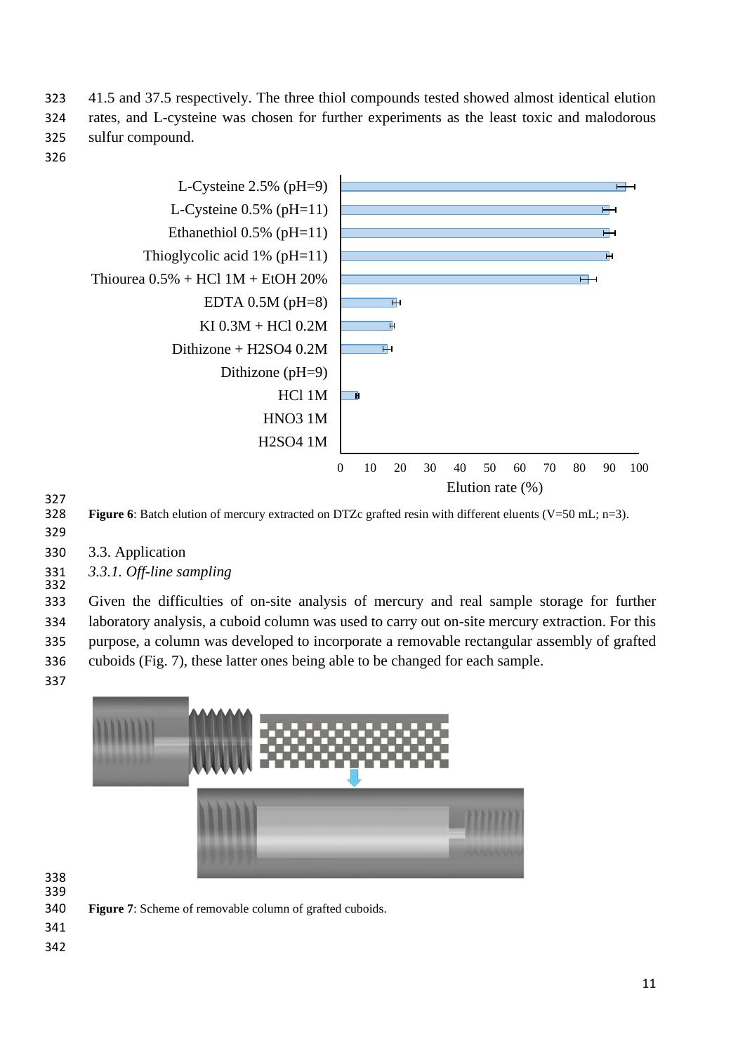41.5 and 37.5 respectively. The three thiol compounds tested showed almost identical elution rates, and L-cysteine was chosen for further experiments as the least toxic and malodorous sulfur compound.

**Figure 6**: Batch elution of mercury extracted on DTZc grafted resin with different eluents (V=50 mL; n=3).

3.3. Application

*3.3.1. Off-line sampling*

Given the difficulties of on-site analysis of mercury and real sample storage for further laboratory analysis, a cuboid column was used to carry out on-site mercury extraction. For this purpose, a column was developed to incorporate a removable rectangular assembly of grafted cuboids (Fig. 7), these latter ones being able to be changed for each sample.

**Figure 7**: Scheme of removable column of grafted cuboids.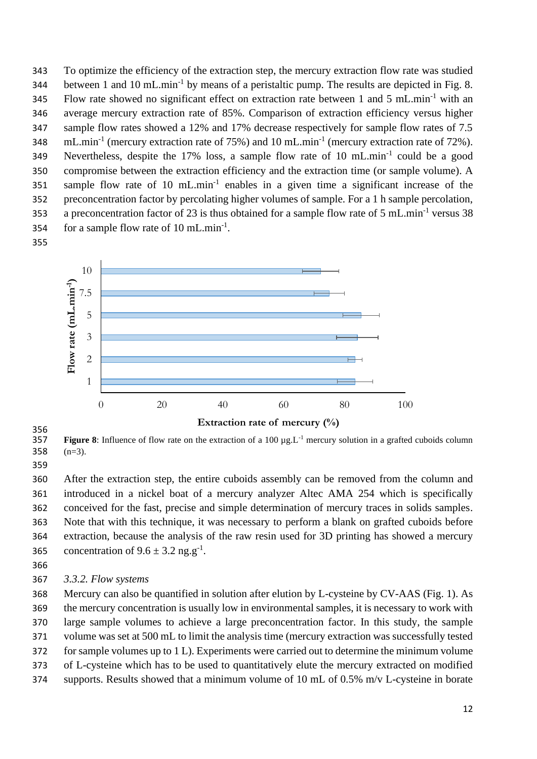To optimize the efficiency of the extraction step, the mercury extraction flow rate was studied between 1 and 10 mL.min$^{-1}$ by means of a peristaltic pump. The results are depicted in Fig. 8. Flow rate showed no significant effect on extraction rate between 1 and 5 mL.min$^{-1}$ with an average mercury extraction rate of 85%. Comparison of extraction efficiency versus higher sample flow rates showed a 12% and 17% decrease respectively for sample flow rates of 7.5 mL.min$^{-1}$ (mercury extraction rate of 75%) and 10 mL.min$^{-1}$ (mercury extraction rate of 72%). Nevertheless, despite the 17% loss, a sample flow rate of 10 mL.min$^{-1}$ could be a good compromise between the extraction efficiency and the extraction time (or sample volume). A sample flow rate of 10 mL.min$^{-1}$ enables in a given time a significant increase of the preconcentration factor by percolating higher volumes of sample. For a 1 h sample percolation, a preconcentration factor of 23 is thus obtained for a sample flow rate of 5 mL.min$^{-1}$ versus 38 for a sample flow rate of 10 mL.min$^{-1}$.

**Figure 8**: Influence of flow rate on the extraction of a 100 µg.L$^{-1}$ mercury solution in a grafted cuboids column (n=3).

After the extraction step, the entire cuboids assembly can be removed from the column and introduced in a nickel boat of a mercury analyzer Altec AMA 254 which is specifically conceived for the fast, precise and simple determination of mercury traces in solids samples. Note that with this technique, it was necessary to perform a blank on grafted cuboids before extraction, because the analysis of the raw resin used for 3D printing has showed a mercury concentration of 9.6 ± 3.2 ng.g$^{-1}$.

*3.3.2. Flow systems*

Mercury can also be quantified in solution after elution by L-cysteine by CV-AAS (Fig. 1). As the mercury concentration is usually low in environmental samples, it is necessary to work with large sample volumes to achieve a large preconcentration factor. In this study, the sample volume was set at 500 mL to limit the analysis time (mercury extraction was successfully tested for sample volumes up to 1 L). Experiments were carried out to determine the minimum volume of L-cysteine which has to be used to quantitatively elute the mercury extracted on modified supports. Results showed that a minimum volume of 10 mL of 0.5% m/v L-cysteine in borate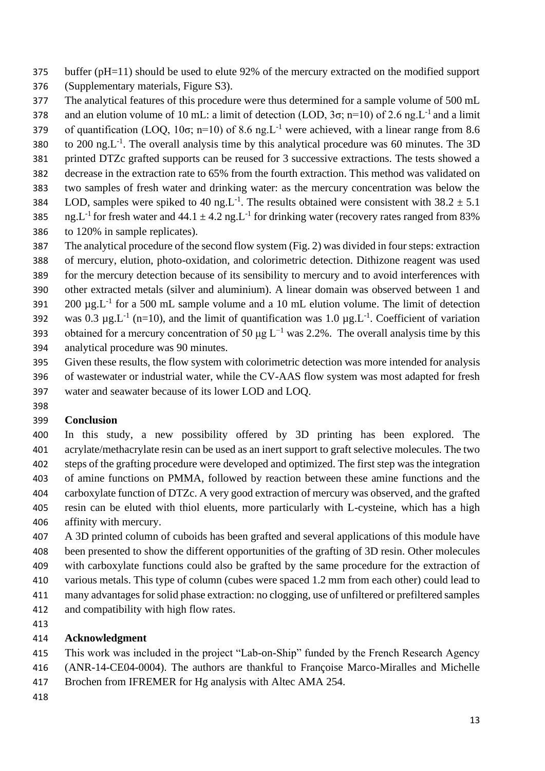buffer (pH=11) should be used to elute 92% of the mercury extracted on the modified support (Supplementary materials, Figure S3).

The analytical features of this procedure were thus determined for a sample volume of 500 mL and an elution volume of 10 mL: a limit of detection (LOD, 3σ; n=10) of 2.6 ng.L$^{-1}$ and a limit of quantification (LOQ, 10σ; n=10) of 8.6 ng.L$^{-1}$ were achieved, with a linear range from 8.6 to 200 ng.L$^{-1}$. The overall analysis time by this analytical procedure was 60 minutes. The 3D printed DTZc grafted supports can be reused for 3 successive extractions. The tests showed a decrease in the extraction rate to 65% from the fourth extraction. This method was validated on two samples of fresh water and drinking water: as the mercury concentration was below the LOD, samples were spiked to 40 ng.L$^{-1}$. The results obtained were consistent with 38.2 ± 5.1 ng.L$^{-1}$ for fresh water and 44.1 ± 4.2 ng.L$^{-1}$ for drinking water (recovery rates ranged from 83% to 120% in sample replicates).

The analytical procedure of the second flow system (Fig. 2) was divided in four steps: extraction of mercury, elution, photo-oxidation, and colorimetric detection. Dithizone reagent was used for the mercury detection because of its sensibility to mercury and to avoid interferences with other extracted metals (silver and aluminium). A linear domain was observed between 1 and 200 µg.L$^{-1}$ for a 500 mL sample volume and a 10 mL elution volume. The limit of detection was 0.3 µg.L$^{-1}$ (n=10), and the limit of quantification was 1.0 µg.L$^{-1}$. Coefficient of variation obtained for a mercury concentration of 50 µg L$^{-1}$ was 2.2%. The overall analysis time by this analytical procedure was 90 minutes.

Given these results, the flow system with colorimetric detection was more intended for analysis of wastewater or industrial water, while the CV-AAS flow system was most adapted for fresh water and seawater because of its lower LOD and LOQ.

## Conclusion

In this study, a new possibility offered by 3D printing has been explored. The acrylate/methacrylate resin can be used as an inert support to graft selective molecules. The two steps of the grafting procedure were developed and optimized. The first step was the integration of amine functions on PMMA, followed by reaction between these amine functions and the carboxylate function of DTZc. A very good extraction of mercury was observed, and the grafted resin can be eluted with thiol eluents, more particularly with L-cysteine, which has a high affinity with mercury.

A 3D printed column of cuboids has been grafted and several applications of this module have been presented to show the different opportunities of the grafting of 3D resin. Other molecules with carboxylate functions could also be grafted by the same procedure for the extraction of various metals. This type of column (cubes were spaced 1.2 mm from each other) could lead to many advantages for solid phase extraction: no clogging, use of unfiltered or prefiltered samples and compatibility with high flow rates.

## Acknowledgment

This work was included in the project "Lab-on-Ship" funded by the French Research Agency (ANR-14-CE04-0004). The authors are thankful to Françoise Marco-Miralles and Michelle Brochen from IFREMER for Hg analysis with Altec AMA 254.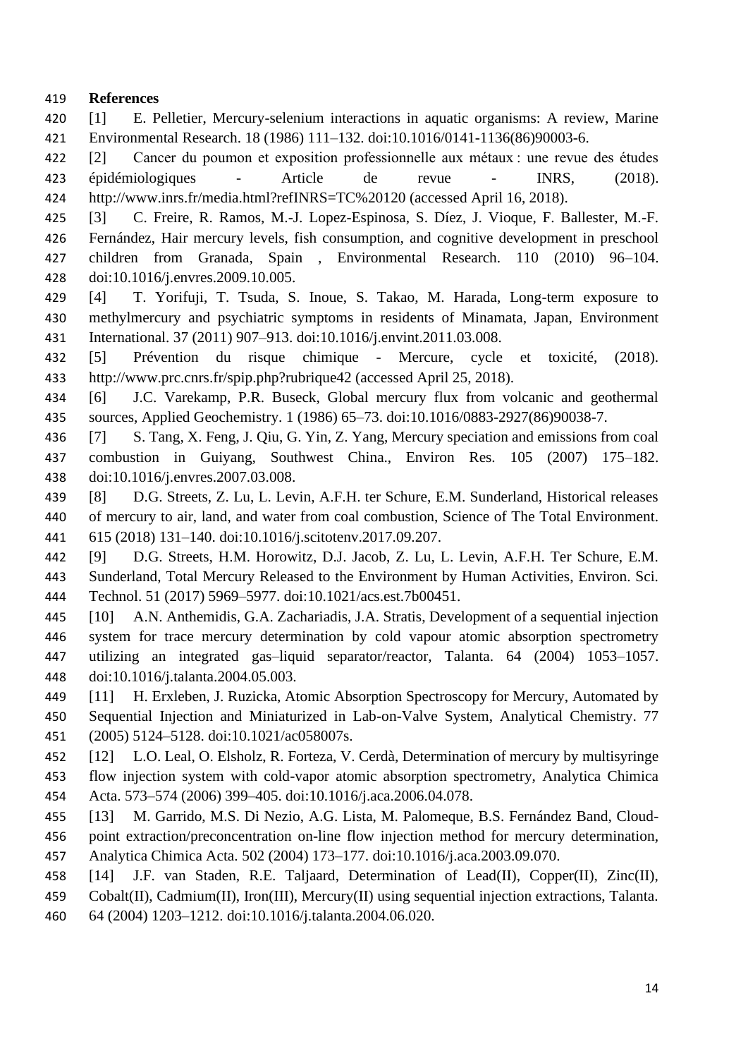**References**

[1] E. Pelletier, Mercury-selenium interactions in aquatic organisms: A review, Marine Environmental Research. 18 (1986) 111–132. doi:10.1016/0141-1136(86)90003-6.

[2] Cancer du poumon et exposition professionnelle aux métaux : une revue des études épidémiologiques - Article de revue - INRS, (2018). http://www.inrs.fr/media.html?refINRS=TC%20120 (accessed April 16, 2018).

[3] C. Freire, R. Ramos, M.-J. Lopez-Espinosa, S. Díez, J. Vioque, F. Ballester, M.-F. Fernández, Hair mercury levels, fish consumption, and cognitive development in preschool children from Granada, Spain , Environmental Research. 110 (2010) 96–104. doi:10.1016/j.envres.2009.10.005.

[4] T. Yorifuji, T. Tsuda, S. Inoue, S. Takao, M. Harada, Long-term exposure to methylmercury and psychiatric symptoms in residents of Minamata, Japan, Environment International. 37 (2011) 907–913. doi:10.1016/j.envint.2011.03.008.

[5] Prévention du risque chimique - Mercure, cycle et toxicité, (2018). http://www.prc.cnrs.fr/spip.php?rubrique42 (accessed April 25, 2018).

[6] J.C. Varekamp, P.R. Buseck, Global mercury flux from volcanic and geothermal sources, Applied Geochemistry. 1 (1986) 65–73. doi:10.1016/0883-2927(86)90038-7.

[7] S. Tang, X. Feng, J. Qiu, G. Yin, Z. Yang, Mercury speciation and emissions from coal combustion in Guiyang, Southwest China., Environ Res. 105 (2007) 175–182. doi:10.1016/j.envres.2007.03.008.

[8] D.G. Streets, Z. Lu, L. Levin, A.F.H. ter Schure, E.M. Sunderland, Historical releases of mercury to air, land, and water from coal combustion, Science of The Total Environment. 615 (2018) 131–140. doi:10.1016/j.scitotenv.2017.09.207.

[9] D.G. Streets, H.M. Horowitz, D.J. Jacob, Z. Lu, L. Levin, A.F.H. Ter Schure, E.M. Sunderland, Total Mercury Released to the Environment by Human Activities, Environ. Sci. Technol. 51 (2017) 5969–5977. doi:10.1021/acs.est.7b00451.

[10] A.N. Anthemidis, G.A. Zachariadis, J.A. Stratis, Development of a sequential injection system for trace mercury determination by cold vapour atomic absorption spectrometry utilizing an integrated gas–liquid separator/reactor, Talanta. 64 (2004) 1053–1057. doi:10.1016/j.talanta.2004.05.003.

[11] H. Erxleben, J. Ruzicka, Atomic Absorption Spectroscopy for Mercury, Automated by Sequential Injection and Miniaturized in Lab-on-Valve System, Analytical Chemistry. 77 (2005) 5124–5128. doi:10.1021/ac058007s.

[12] L.O. Leal, O. Elsholz, R. Forteza, V. Cerdà, Determination of mercury by multisyringe flow injection system with cold-vapor atomic absorption spectrometry, Analytica Chimica Acta. 573–574 (2006) 399–405. doi:10.1016/j.aca.2006.04.078.

[13] M. Garrido, M.S. Di Nezio, A.G. Lista, M. Palomeque, B.S. Fernández Band, Cloud-point extraction/preconcentration on-line flow injection method for mercury determination, Analytica Chimica Acta. 502 (2004) 173–177. doi:10.1016/j.aca.2003.09.070.

[14] J.F. van Staden, R.E. Taljaard, Determination of Lead(II), Copper(II), Zinc(II), Cobalt(II), Cadmium(II), Iron(III), Mercury(II) using sequential injection extractions, Talanta. 64 (2004) 1203–1212. doi:10.1016/j.talanta.2004.06.020.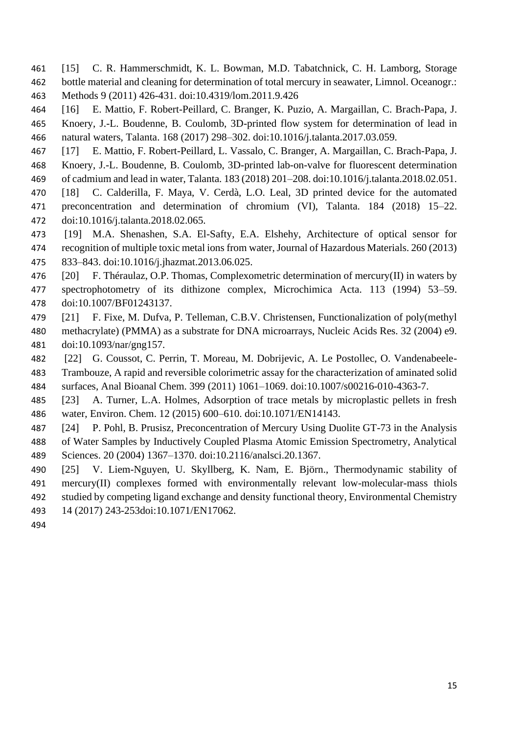[15] C. R. Hammerschmidt, K. L. Bowman, M.D. Tabatchnick, C. H. Lamborg, Storage bottle material and cleaning for determination of total mercury in seawater, Limnol. Oceanogr.: Methods 9 (2011) 426-431. doi:10.4319/lom.2011.9.426

[16] E. Mattio, F. Robert-Peillard, C. Branger, K. Puzio, A. Margaillan, C. Brach-Papa, J. Knoery, J.-L. Boudenne, B. Coulomb, 3D-printed flow system for determination of lead in natural waters, Talanta. 168 (2017) 298–302. doi:10.1016/j.talanta.2017.03.059.

[17] E. Mattio, F. Robert-Peillard, L. Vassalo, C. Branger, A. Margaillan, C. Brach-Papa, J. Knoery, J.-L. Boudenne, B. Coulomb, 3D-printed lab-on-valve for fluorescent determination of cadmium and lead in water, Talanta. 183 (2018) 201–208. doi:10.1016/j.talanta.2018.02.051.

[18] C. Calderilla, F. Maya, V. Cerdà, L.O. Leal, 3D printed device for the automated preconcentration and determination of chromium (VI), Talanta. 184 (2018) 15–22. doi:10.1016/j.talanta.2018.02.065.

[19] M.A. Shenashen, S.A. El-Safty, E.A. Elshehy, Architecture of optical sensor for recognition of multiple toxic metal ions from water, Journal of Hazardous Materials. 260 (2013) 833–843. doi:10.1016/j.jhazmat.2013.06.025.

[20] F. Théraulaz, O.P. Thomas, Complexometric determination of mercury(II) in waters by spectrophotometry of its dithizone complex, Microchimica Acta. 113 (1994) 53–59. doi:10.1007/BF01243137.

[21] F. Fixe, M. Dufva, P. Telleman, C.B.V. Christensen, Functionalization of poly(methyl methacrylate) (PMMA) as a substrate for DNA microarrays, Nucleic Acids Res. 32 (2004) e9. doi:10.1093/nar/gng157.

[22] G. Coussot, C. Perrin, T. Moreau, M. Dobrijevic, A. Le Postollec, O. Vandenabeele-Trambouze, A rapid and reversible colorimetric assay for the characterization of aminated solid surfaces, Anal Bioanal Chem. 399 (2011) 1061–1069. doi:10.1007/s00216-010-4363-7.

[23] A. Turner, L.A. Holmes, Adsorption of trace metals by microplastic pellets in fresh water, Environ. Chem. 12 (2015) 600–610. doi:10.1071/EN14143.

[24] P. Pohl, B. Prusisz, Preconcentration of Mercury Using Duolite GT-73 in the Analysis of Water Samples by Inductively Coupled Plasma Atomic Emission Spectrometry, Analytical Sciences. 20 (2004) 1367–1370. doi:10.2116/analsci.20.1367.

[25] V. Liem-Nguyen, U. Skyllberg, K. Nam, E. Björn., Thermodynamic stability of mercury(II) complexes formed with environmentally relevant low-molecular-mass thiols studied by competing ligand exchange and density functional theory, Environmental Chemistry 14 (2017) 243-253doi:10.1071/EN17062.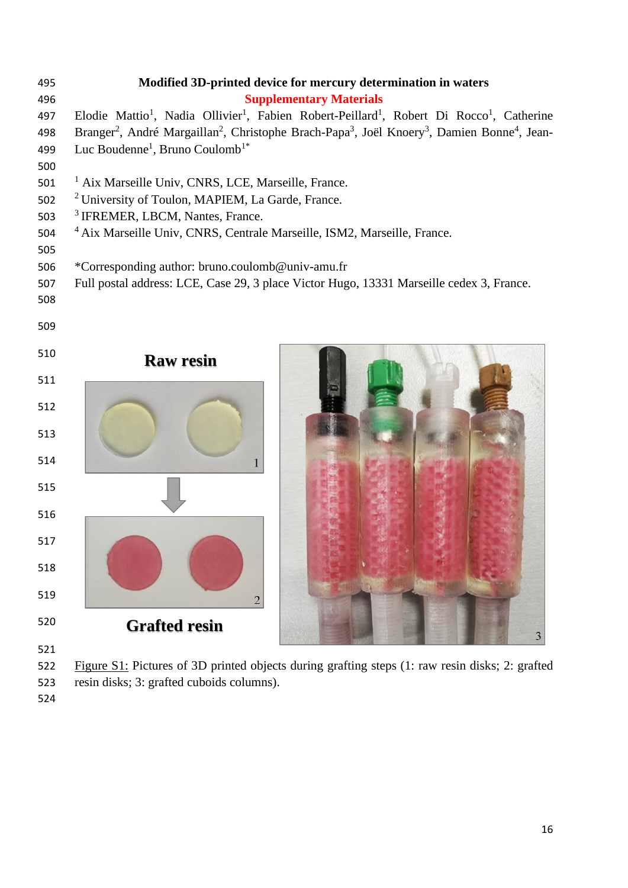# Modified 3D-printed device for mercury determination in waters

## Supplementary Materials

Elodie Mattio[1], Nadia Ollivier[1], Fabien Robert-Peillard[1], Robert Di Rocco[1], Catherine Branger[2], André Margaillan[2], Christophe Brach-Papa[3], Joël Knoery[3], Damien Bonne[4], Jean-Luc Boudenne[1], Bruno Coulomb[1*]

[1] Aix Marseille Univ, CNRS, LCE, Marseille, France.
[2] University of Toulon, MAPIEM, La Garde, France.
[3] IFREMER, LBCM, Nantes, France.
[4] Aix Marseille Univ, CNRS, Centrale Marseille, ISM2, Marseille, France.

*Corresponding author: bruno.coulomb@univ-amu.fr
Full postal address: LCE, Case 29, 3 place Victor Hugo, 13331 Marseille cedex 3, France.

Figure S1: Pictures of 3D printed objects during grafting steps (1: raw resin disks; 2: grafted resin disks; 3: grafted cuboids columns).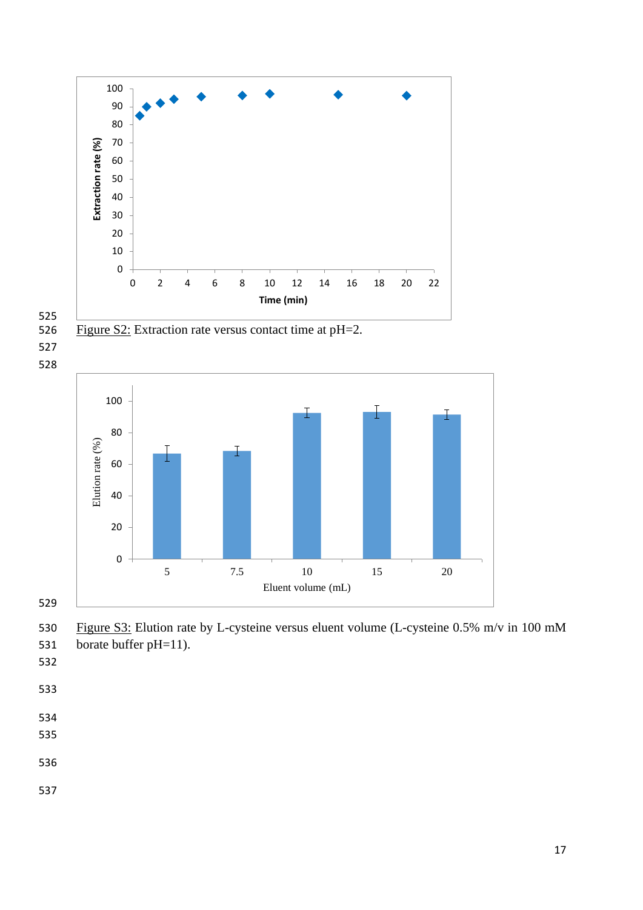100
90
80
70
60
50
40
30
20
10
0

Extraction rate (%)

0 2 4 6 8 10 12 14 16 18 20 22

Time (min)

Figure S2: Extraction rate versus contact time at pH=2.

100
80
60
40
20
0

Elution rate (%)

5 7.5 10 15 20

Eluent volume (mL)

Figure S3: Elution rate by L-cysteine versus eluent volume (L-cysteine 0.5% m/v in 100 mM borate buffer pH=11).